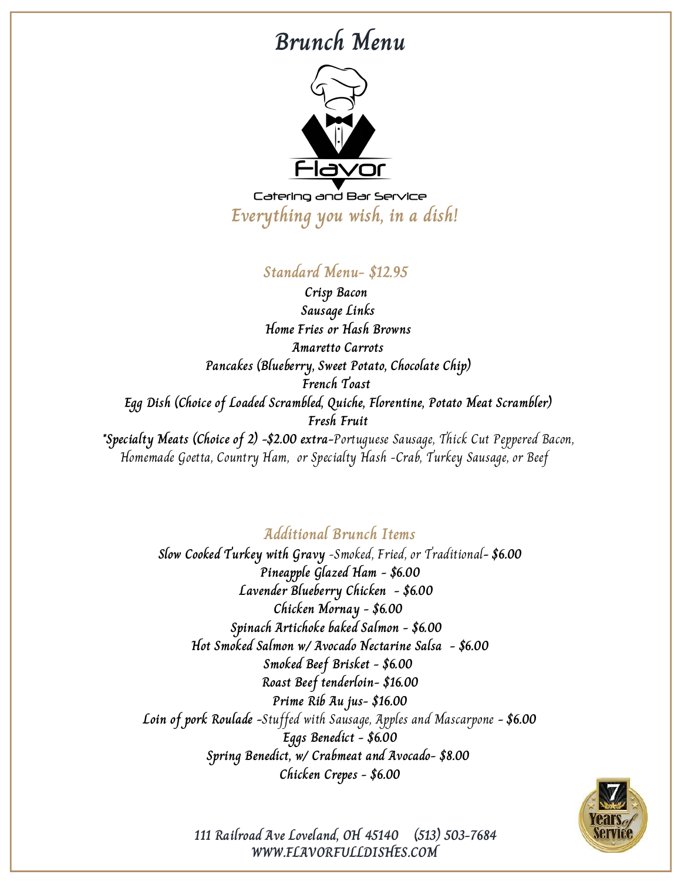# Brunch Menu

Flavor

Catering and Bar Service

*Everything you wish, in a dish!*

## Standard Menu- $12.95

**Crisp Bacon**
**Sausage Links**
**Home Fries or Hash Browns**
**Amaretto Carrots**
**Pancakes (Blueberry, Sweet Potato, Chocolate Chip)**
**French Toast**
**Egg Dish (Choice of Loaded Scrambled, Quiche, Florentine, Potato Meat Scrambler)**
**Fresh Fruit**
**\*Specialty Meats (Choice of 2) -$2.00 extra-**Portuguese Sausage, Thick Cut Peppered Bacon, Homemade Goetta, Country Ham, or Specialty Hash -Crab, Turkey Sausage, or Beef

## Additional Brunch Items

**Slow Cooked Turkey with Gravy** -Smoked, Fried, or Traditional- **$6.00**
**Pineapple Glazed Ham - $6.00**
**Lavender Blueberry Chicken - $6.00**
**Chicken Mornay - $6.00**
**Spinach Artichoke baked Salmon - $6.00**
**Hot Smoked Salmon w/ Avocado Nectarine Salsa - $6.00**
**Smoked Beef Brisket - $6.00**
**Roast Beef tenderloin- $16.00**
**Prime Rib Au jus- $16.00**
**Loin of pork Roulade -**Stuffed with Sausage, Apples and Mascarpone **- $6.00**
**Eggs Benedict - $6.00**
**Spring Benedict, w/ Crabmeat and Avocado- $8.00**
**Chicken Crepes - $6.00**

7 Years of Service

111 Railroad Ave Loveland, OH 45140 (513) 503-7684
WWW.FLAVORFULLDISHES.COM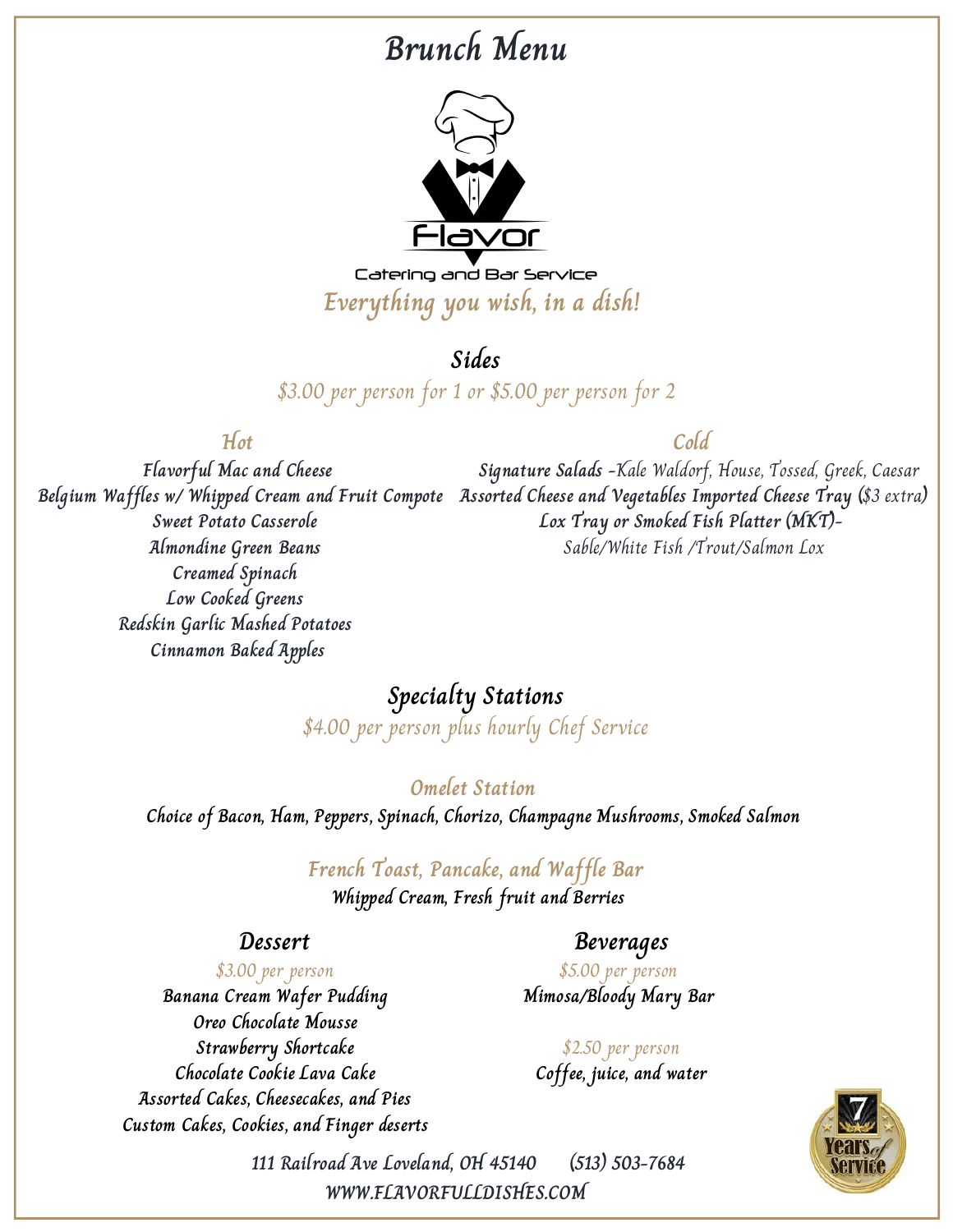# Brunch Menu

Flavor

Catering and Bar Service

*Everything you wish, in a dish!*

## Sides

*$3.00 per person for 1 or $5.00 per person for 2*

### Hot

Flavorful Mac and Cheese

Belgium Waffles w/ Whipped Cream and Fruit Compote

Sweet Potato Casserole

Almondine Green Beans

Creamed Spinach

Low Cooked Greens

Redskin Garlic Mashed Potatoes

Cinnamon Baked Apples

### Cold

Signature Salads -*Kale Waldorf, House, Tossed, Greek, Caesar*

Assorted Cheese and Vegetables Imported Cheese Tray (*$3 extra*)

Lox Tray or Smoked Fish Platter (MKT)-

*Sable/White Fish /Trout/Salmon Lox*

## Specialty Stations

*$4.00 per person plus hourly Chef Service*

### Omelet Station

Choice of Bacon, Ham, Peppers, Spinach, Chorizo, Champagne Mushrooms, Smoked Salmon

### French Toast, Pancake, and Waffle Bar

Whipped Cream, Fresh fruit and Berries

## Dessert

*$3.00 per person*

Banana Cream Wafer Pudding

Oreo Chocolate Mousse

Strawberry Shortcake

Chocolate Cookie Lava Cake

Assorted Cakes, Cheesecakes, and Pies

Custom Cakes, Cookies, and Finger deserts

## Beverages

*$5.00 per person*

Mimosa/Bloody Mary Bar

*$2.50 per person*

Coffee, juice, and water

7 Years of Service

111 Railroad Ave Loveland, OH 45140 (513) 503-7684

WWW.FLAVORFULLDISHES.COM